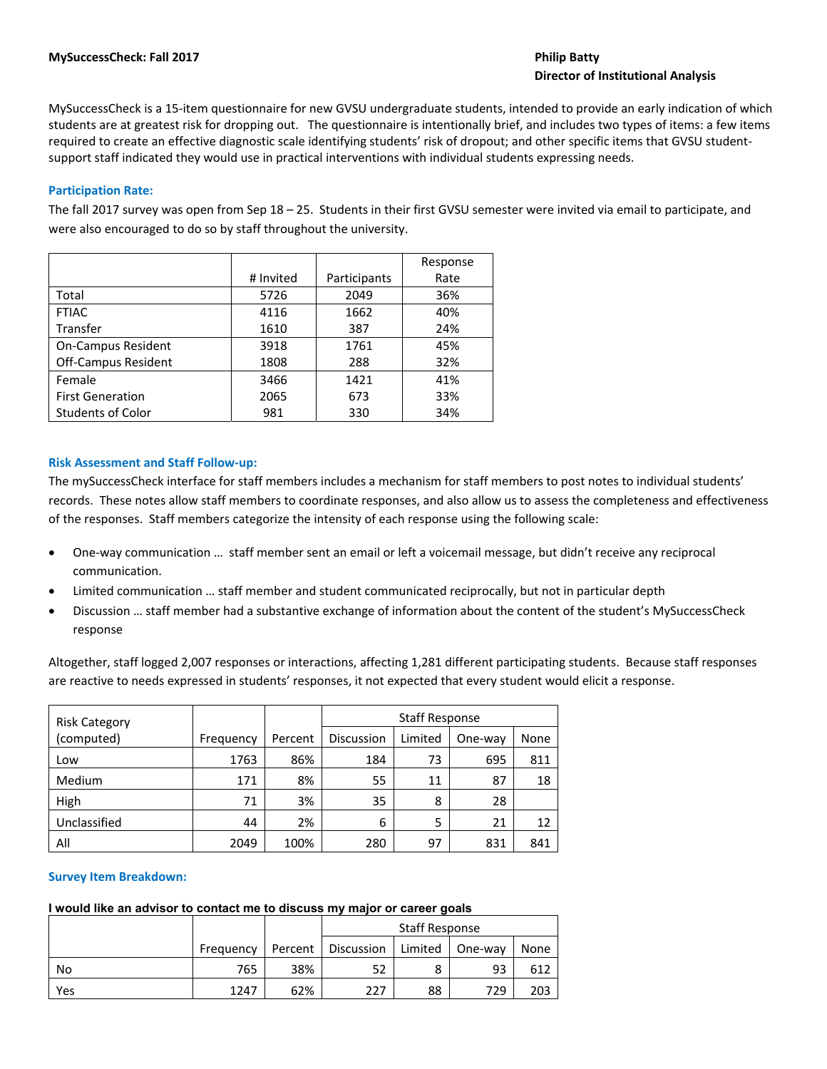**MySuccessCheck: Fall 2017**

**Philip Batty**
**Director of Institutional Analysis**

MySuccessCheck is a 15-item questionnaire for new GVSU undergraduate students, intended to provide an early indication of which students are at greatest risk for dropping out. The questionnaire is intentionally brief, and includes two types of items: a few items required to create an effective diagnostic scale identifying students' risk of dropout; and other specific items that GVSU student-support staff indicated they would use in practical interventions with individual students expressing needs.

## Participation Rate:

The fall 2017 survey was open from Sep 18 – 25. Students in their first GVSU semester were invited via email to participate, and were also encouraged to do so by staff throughout the university.

| | # Invited | Participants | Response Rate |
|---|---|---|---|
| Total | 5726 | 2049 | 36% |
| FTIAC | 4116 | 1662 | 40% |
| Transfer | 1610 | 387 | 24% |
| On-Campus Resident | 3918 | 1761 | 45% |
| Off-Campus Resident | 1808 | 288 | 32% |
| Female | 3466 | 1421 | 41% |
| First Generation | 2065 | 673 | 33% |
| Students of Color | 981 | 330 | 34% |

## Risk Assessment and Staff Follow-up:

The mySuccessCheck interface for staff members includes a mechanism for staff members to post notes to individual students' records. These notes allow staff members to coordinate responses, and also allow us to assess the completeness and effectiveness of the responses. Staff members categorize the intensity of each response using the following scale:

- One-way communication … staff member sent an email or left a voicemail message, but didn't receive any reciprocal communication.
- Limited communication … staff member and student communicated reciprocally, but not in particular depth
- Discussion … staff member had a substantive exchange of information about the content of the student's MySuccessCheck response

Altogether, staff logged 2,007 responses or interactions, affecting 1,281 different participating students. Because staff responses are reactive to needs expressed in students' responses, it not expected that every student would elicit a response.

| Risk Category (computed) | Frequency | Percent | Staff Response | | | |
|---|---|---|---|---|---|---|
| | | | Discussion | Limited | One-way | None |
| Low | 1763 | 86% | 184 | 73 | 695 | 811 |
| Medium | 171 | 8% | 55 | 11 | 87 | 18 |
| High | 71 | 3% | 35 | 8 | 28 | |
| Unclassified | 44 | 2% | 6 | 5 | 21 | 12 |
| All | 2049 | 100% | 280 | 97 | 831 | 841 |

## Survey Item Breakdown:

**I would like an advisor to contact me to discuss my major or career goals**

| | Frequency | Percent | Staff Response | | | |
|---|---|---|---|---|---|---|
| | | | Discussion | Limited | One-way | None |
| No | 765 | 38% | 52 | 8 | 93 | 612 |
| Yes | 1247 | 62% | 227 | 88 | 729 | 203 |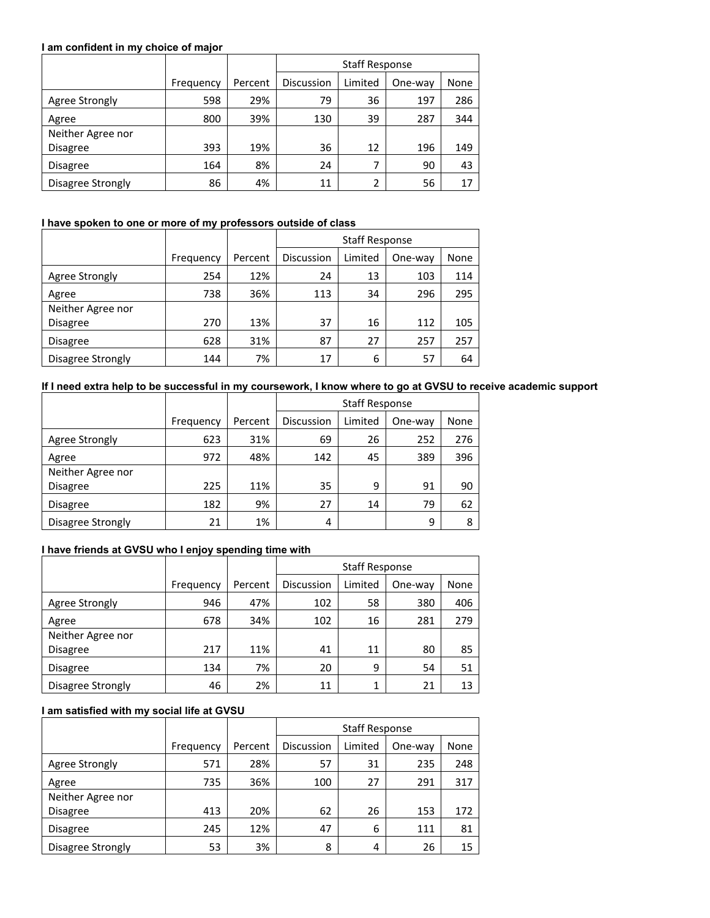**I am confident in my choice of major**

| | Frequency | Percent | Staff Response | | | |
|---|---|---|---|---|---|---|
| | | | Discussion | Limited | One-way | None |
| Agree Strongly | 598 | 29% | 79 | 36 | 197 | 286 |
| Agree | 800 | 39% | 130 | 39 | 287 | 344 |
| Neither Agree nor Disagree | 393 | 19% | 36 | 12 | 196 | 149 |
| Disagree | 164 | 8% | 24 | 7 | 90 | 43 |
| Disagree Strongly | 86 | 4% | 11 | 2 | 56 | 17 |

**I have spoken to one or more of my professors outside of class**

| | Frequency | Percent | Staff Response | | | |
|---|---|---|---|---|---|---|
| | | | Discussion | Limited | One-way | None |
| Agree Strongly | 254 | 12% | 24 | 13 | 103 | 114 |
| Agree | 738 | 36% | 113 | 34 | 296 | 295 |
| Neither Agree nor Disagree | 270 | 13% | 37 | 16 | 112 | 105 |
| Disagree | 628 | 31% | 87 | 27 | 257 | 257 |
| Disagree Strongly | 144 | 7% | 17 | 6 | 57 | 64 |

**If I need extra help to be successful in my coursework, I know where to go at GVSU to receive academic support**

| | Frequency | Percent | Staff Response | | | |
|---|---|---|---|---|---|---|
| | | | Discussion | Limited | One-way | None |
| Agree Strongly | 623 | 31% | 69 | 26 | 252 | 276 |
| Agree | 972 | 48% | 142 | 45 | 389 | 396 |
| Neither Agree nor Disagree | 225 | 11% | 35 | 9 | 91 | 90 |
| Disagree | 182 | 9% | 27 | 14 | 79 | 62 |
| Disagree Strongly | 21 | 1% | 4 | | 9 | 8 |

**I have friends at GVSU who I enjoy spending time with**

| | Frequency | Percent | Staff Response | | | |
|---|---|---|---|---|---|---|
| | | | Discussion | Limited | One-way | None |
| Agree Strongly | 946 | 47% | 102 | 58 | 380 | 406 |
| Agree | 678 | 34% | 102 | 16 | 281 | 279 |
| Neither Agree nor Disagree | 217 | 11% | 41 | 11 | 80 | 85 |
| Disagree | 134 | 7% | 20 | 9 | 54 | 51 |
| Disagree Strongly | 46 | 2% | 11 | 1 | 21 | 13 |

**I am satisfied with my social life at GVSU**

| | Frequency | Percent | Staff Response | | | |
|---|---|---|---|---|---|---|
| | | | Discussion | Limited | One-way | None |
| Agree Strongly | 571 | 28% | 57 | 31 | 235 | 248 |
| Agree | 735 | 36% | 100 | 27 | 291 | 317 |
| Neither Agree nor Disagree | 413 | 20% | 62 | 26 | 153 | 172 |
| Disagree | 245 | 12% | 47 | 6 | 111 | 81 |
| Disagree Strongly | 53 | 3% | 8 | 4 | 26 | 15 |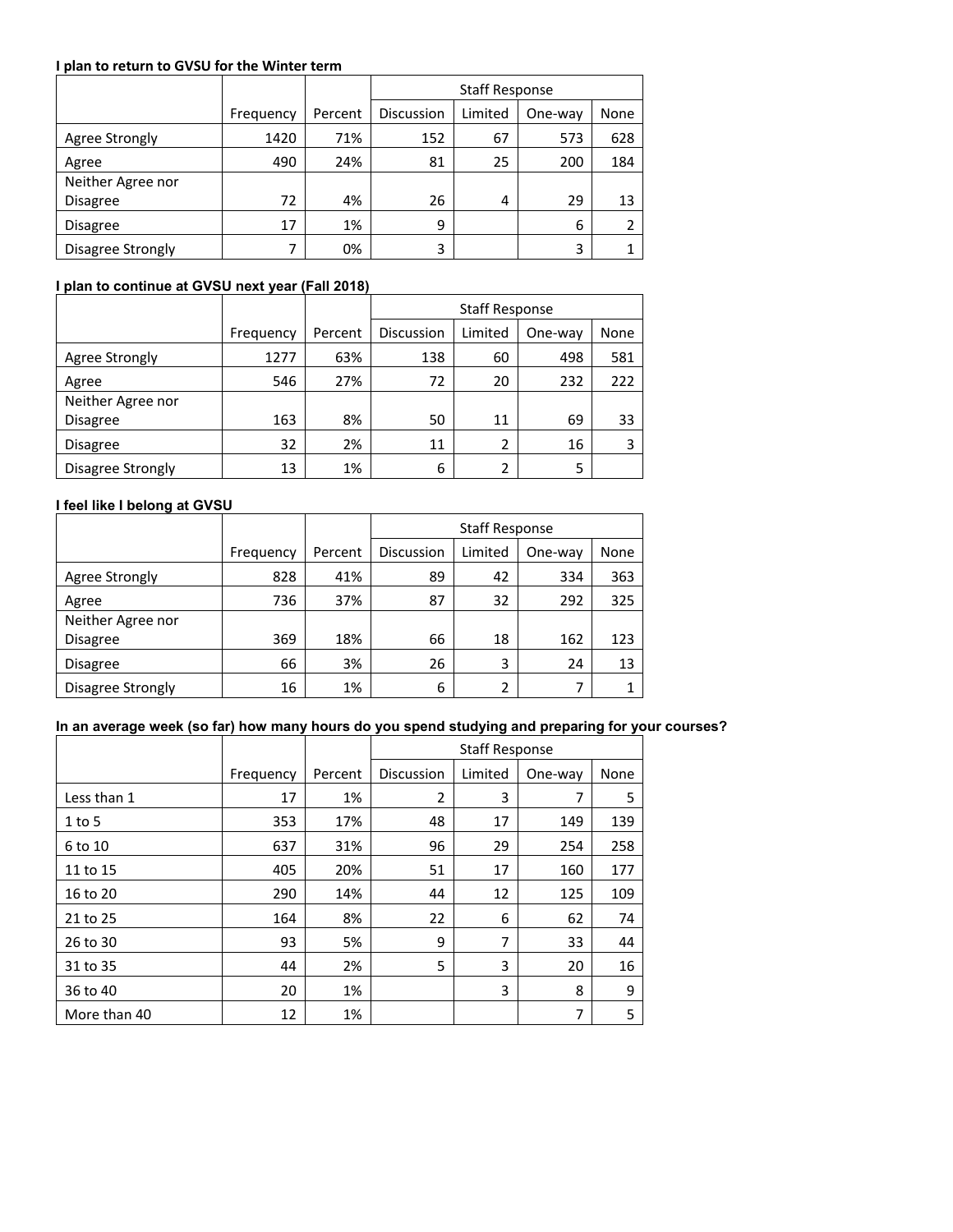**I plan to return to GVSU for the Winter term**

| | Frequency | Percent | Staff Response | | | |
|---|---|---|---|---|---|---|
| | | | Discussion | Limited | One-way | None |
| Agree Strongly | 1420 | 71% | 152 | 67 | 573 | 628 |
| Agree | 490 | 24% | 81 | 25 | 200 | 184 |
| Neither Agree nor Disagree | 72 | 4% | 26 | 4 | 29 | 13 |
| Disagree | 17 | 1% | 9 | | 6 | 2 |
| Disagree Strongly | 7 | 0% | 3 | | 3 | 1 |

**I plan to continue at GVSU next year (Fall 2018)**

| | Frequency | Percent | Staff Response | | | |
|---|---|---|---|---|---|---|
| | | | Discussion | Limited | One-way | None |
| Agree Strongly | 1277 | 63% | 138 | 60 | 498 | 581 |
| Agree | 546 | 27% | 72 | 20 | 232 | 222 |
| Neither Agree nor Disagree | 163 | 8% | 50 | 11 | 69 | 33 |
| Disagree | 32 | 2% | 11 | 2 | 16 | 3 |
| Disagree Strongly | 13 | 1% | 6 | 2 | 5 | |

**I feel like I belong at GVSU**

| | Frequency | Percent | Staff Response | | | |
|---|---|---|---|---|---|---|
| | | | Discussion | Limited | One-way | None |
| Agree Strongly | 828 | 41% | 89 | 42 | 334 | 363 |
| Agree | 736 | 37% | 87 | 32 | 292 | 325 |
| Neither Agree nor Disagree | 369 | 18% | 66 | 18 | 162 | 123 |
| Disagree | 66 | 3% | 26 | 3 | 24 | 13 |
| Disagree Strongly | 16 | 1% | 6 | 2 | 7 | 1 |

**In an average week (so far) how many hours do you spend studying and preparing for your courses?**

| | Frequency | Percent | Staff Response | | | |
|---|---|---|---|---|---|---|
| | | | Discussion | Limited | One-way | None |
| Less than 1 | 17 | 1% | 2 | 3 | 7 | 5 |
| 1 to 5 | 353 | 17% | 48 | 17 | 149 | 139 |
| 6 to 10 | 637 | 31% | 96 | 29 | 254 | 258 |
| 11 to 15 | 405 | 20% | 51 | 17 | 160 | 177 |
| 16 to 20 | 290 | 14% | 44 | 12 | 125 | 109 |
| 21 to 25 | 164 | 8% | 22 | 6 | 62 | 74 |
| 26 to 30 | 93 | 5% | 9 | 7 | 33 | 44 |
| 31 to 35 | 44 | 2% | 5 | 3 | 20 | 16 |
| 36 to 40 | 20 | 1% | | 3 | 8 | 9 |
| More than 40 | 12 | 1% | | | 7 | 5 |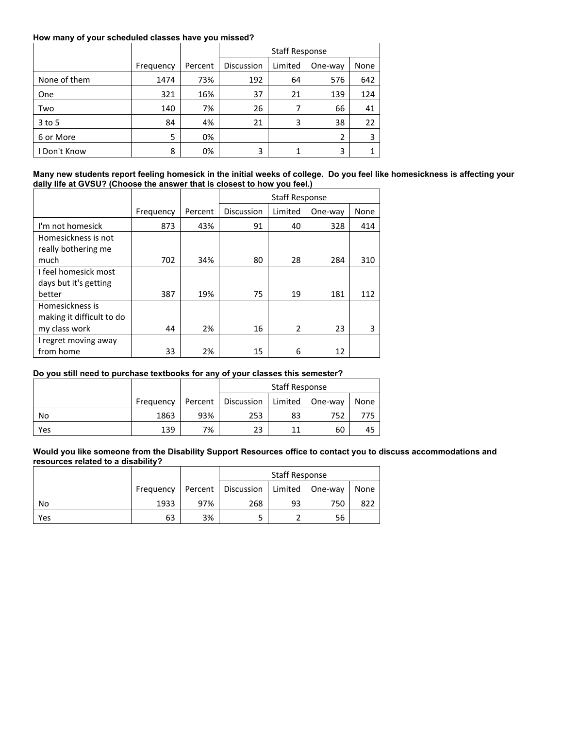**How many of your scheduled classes have you missed?**

| | | | Staff Response | | | |
|---|---|---|---|---|---|---|
| | Frequency | Percent | Discussion | Limited | One-way | None |
| None of them | 1474 | 73% | 192 | 64 | 576 | 642 |
| One | 321 | 16% | 37 | 21 | 139 | 124 |
| Two | 140 | 7% | 26 | 7 | 66 | 41 |
| 3 to 5 | 84 | 4% | 21 | 3 | 38 | 22 |
| 6 or More | 5 | 0% | | | 2 | 3 |
| I Don't Know | 8 | 0% | 3 | 1 | 3 | 1 |

**Many new students report feeling homesick in the initial weeks of college. Do you feel like homesickness is affecting your daily life at GVSU? (Choose the answer that is closest to how you feel.)**

| | | | Staff Response | | | |
|---|---|---|---|---|---|---|
| | Frequency | Percent | Discussion | Limited | One-way | None |
| I'm not homesick | 873 | 43% | 91 | 40 | 328 | 414 |
| Homesickness is not really bothering me much | 702 | 34% | 80 | 28 | 284 | 310 |
| I feel homesick most days but it's getting better | 387 | 19% | 75 | 19 | 181 | 112 |
| Homesickness is making it difficult to do my class work | 44 | 2% | 16 | 2 | 23 | 3 |
| I regret moving away from home | 33 | 2% | 15 | 6 | 12 | |

**Do you still need to purchase textbooks for any of your classes this semester?**

| | | | Staff Response | | | |
|---|---|---|---|---|---|---|
| | Frequency | Percent | Discussion | Limited | One-way | None |
| No | 1863 | 93% | 253 | 83 | 752 | 775 |
| Yes | 139 | 7% | 23 | 11 | 60 | 45 |

**Would you like someone from the Disability Support Resources office to contact you to discuss accommodations and resources related to a disability?**

| | | | Staff Response | | | |
|---|---|---|---|---|---|---|
| | Frequency | Percent | Discussion | Limited | One-way | None |
| No | 1933 | 97% | 268 | 93 | 750 | 822 |
| Yes | 63 | 3% | 5 | 2 | 56 | |